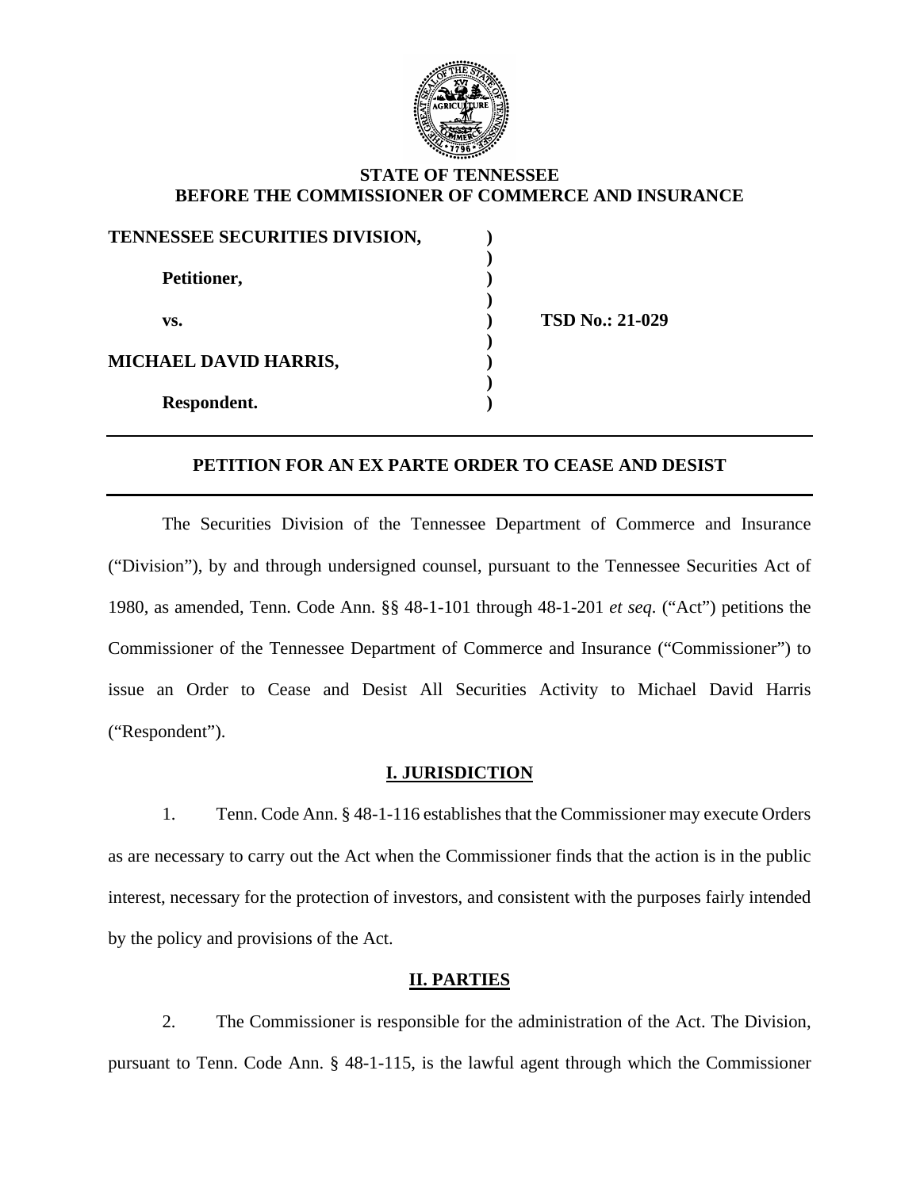**STATE OF TENNESSEE**
**BEFORE THE COMMISSIONER OF COMMERCE AND INSURANCE**

| | | |
|---|---|---|
| **TENNESSEE SECURITIES DIVISION,** | **)** | |
| | **)** | |
| **Petitioner,** | **)** | |
| | **)** | |
| **vs.** | **)** | **TSD No.: 21-029** |
| | **)** | |
| **MICHAEL DAVID HARRIS,** | **)** | |
| | **)** | |
| **Respondent.** | **)** | |

---

## PETITION FOR AN EX PARTE ORDER TO CEASE AND DESIST

---

The Securities Division of the Tennessee Department of Commerce and Insurance ("Division"), by and through undersigned counsel, pursuant to the Tennessee Securities Act of 1980, as amended, Tenn. Code Ann. §§ 48-1-101 through 48-1-201 *et seq*. ("Act") petitions the Commissioner of the Tennessee Department of Commerce and Insurance ("Commissioner") to issue an Order to Cease and Desist All Securities Activity to Michael David Harris ("Respondent").

### I. JURISDICTION

1. Tenn. Code Ann. § 48-1-116 establishes that the Commissioner may execute Orders as are necessary to carry out the Act when the Commissioner finds that the action is in the public interest, necessary for the protection of investors, and consistent with the purposes fairly intended by the policy and provisions of the Act.

### II. PARTIES

2. The Commissioner is responsible for the administration of the Act. The Division, pursuant to Tenn. Code Ann. § 48-1-115, is the lawful agent through which the Commissioner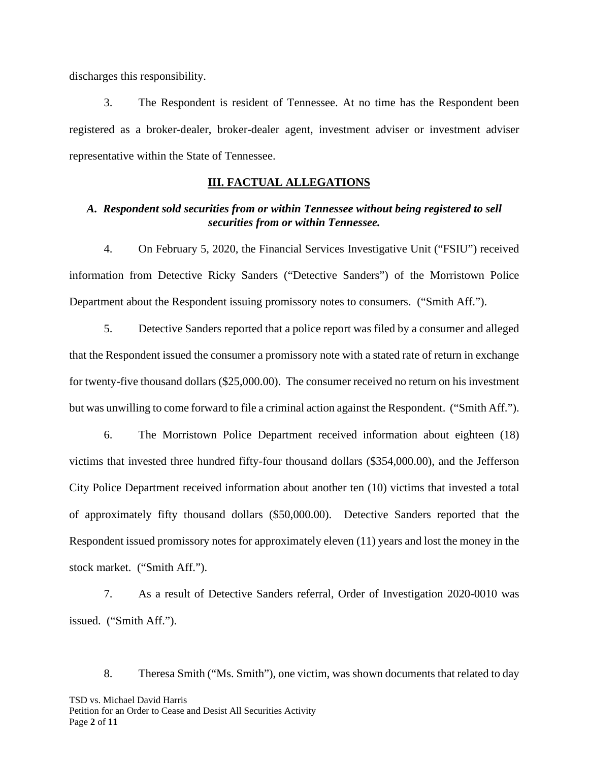discharges this responsibility.

3. The Respondent is resident of Tennessee. At no time has the Respondent been registered as a broker-dealer, broker-dealer agent, investment adviser or investment adviser representative within the State of Tennessee.

## III. FACTUAL ALLEGATIONS

### *A. Respondent sold securities from or within Tennessee without being registered to sell securities from or within Tennessee.*

4. On February 5, 2020, the Financial Services Investigative Unit ("FSIU") received information from Detective Ricky Sanders ("Detective Sanders") of the Morristown Police Department about the Respondent issuing promissory notes to consumers. ("Smith Aff.").

5. Detective Sanders reported that a police report was filed by a consumer and alleged that the Respondent issued the consumer a promissory note with a stated rate of return in exchange for twenty-five thousand dollars ($25,000.00). The consumer received no return on his investment but was unwilling to come forward to file a criminal action against the Respondent. ("Smith Aff.").

6. The Morristown Police Department received information about eighteen (18) victims that invested three hundred fifty-four thousand dollars ($354,000.00), and the Jefferson City Police Department received information about another ten (10) victims that invested a total of approximately fifty thousand dollars ($50,000.00). Detective Sanders reported that the Respondent issued promissory notes for approximately eleven (11) years and lost the money in the stock market. ("Smith Aff.").

7. As a result of Detective Sanders referral, Order of Investigation 2020-0010 was issued. ("Smith Aff.").

8. Theresa Smith ("Ms. Smith"), one victim, was shown documents that related to day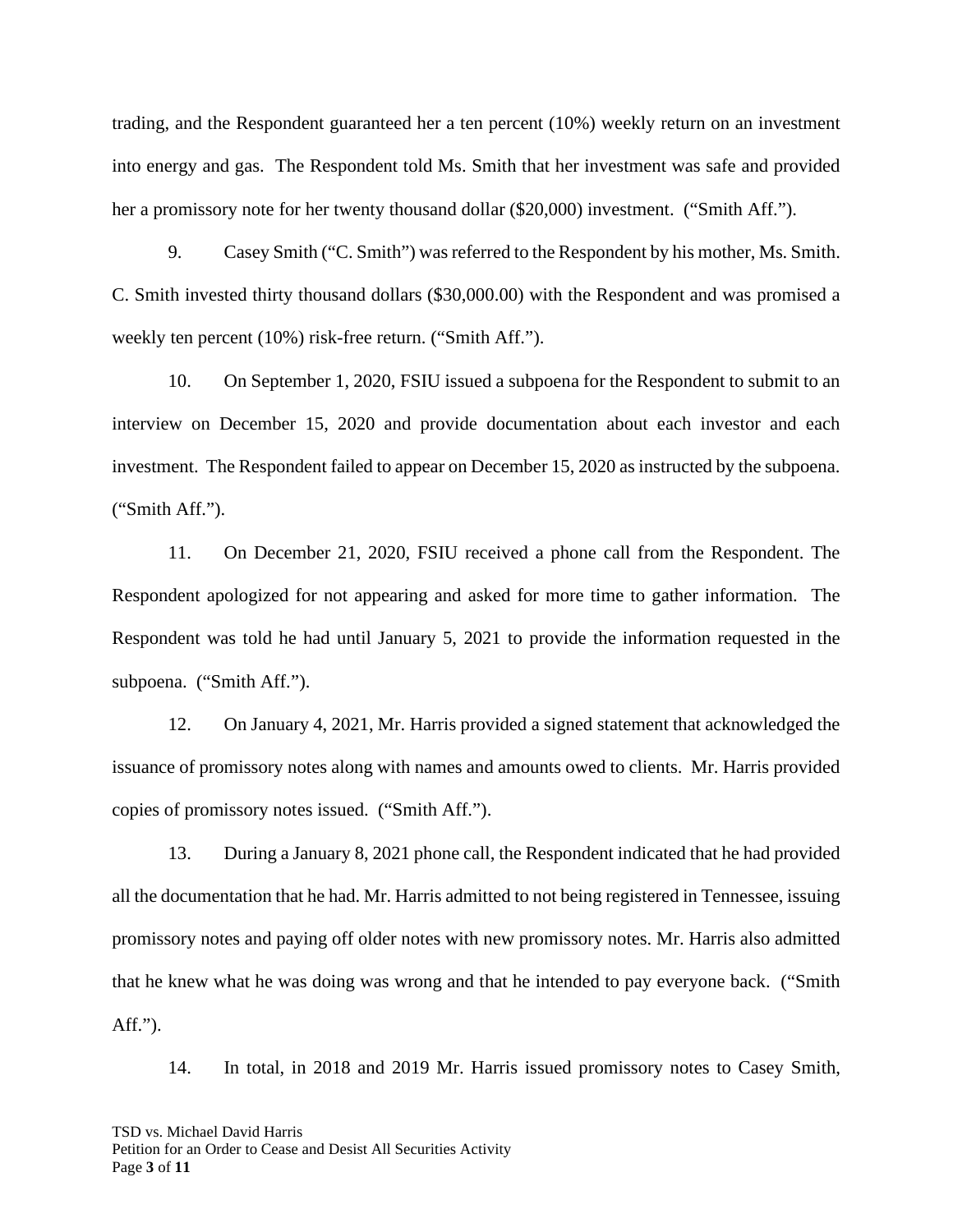trading, and the Respondent guaranteed her a ten percent (10%) weekly return on an investment into energy and gas. The Respondent told Ms. Smith that her investment was safe and provided her a promissory note for her twenty thousand dollar ($20,000) investment. ("Smith Aff.").

9. Casey Smith ("C. Smith") was referred to the Respondent by his mother, Ms. Smith. C. Smith invested thirty thousand dollars ($30,000.00) with the Respondent and was promised a weekly ten percent (10%) risk-free return. ("Smith Aff.").

10. On September 1, 2020, FSIU issued a subpoena for the Respondent to submit to an interview on December 15, 2020 and provide documentation about each investor and each investment. The Respondent failed to appear on December 15, 2020 as instructed by the subpoena. ("Smith Aff.").

11. On December 21, 2020, FSIU received a phone call from the Respondent. The Respondent apologized for not appearing and asked for more time to gather information. The Respondent was told he had until January 5, 2021 to provide the information requested in the subpoena. ("Smith Aff.").

12. On January 4, 2021, Mr. Harris provided a signed statement that acknowledged the issuance of promissory notes along with names and amounts owed to clients. Mr. Harris provided copies of promissory notes issued. ("Smith Aff.").

13. During a January 8, 2021 phone call, the Respondent indicated that he had provided all the documentation that he had. Mr. Harris admitted to not being registered in Tennessee, issuing promissory notes and paying off older notes with new promissory notes. Mr. Harris also admitted that he knew what he was doing was wrong and that he intended to pay everyone back. ("Smith Aff.").

14. In total, in 2018 and 2019 Mr. Harris issued promissory notes to Casey Smith,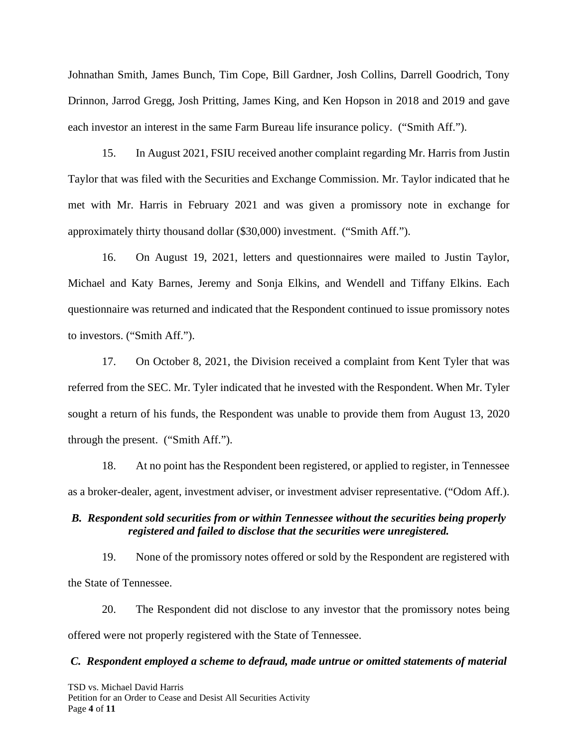Johnathan Smith, James Bunch, Tim Cope, Bill Gardner, Josh Collins, Darrell Goodrich, Tony Drinnon, Jarrod Gregg, Josh Pritting, James King, and Ken Hopson in 2018 and 2019 and gave each investor an interest in the same Farm Bureau life insurance policy. ("Smith Aff.").

15. In August 2021, FSIU received another complaint regarding Mr. Harris from Justin Taylor that was filed with the Securities and Exchange Commission. Mr. Taylor indicated that he met with Mr. Harris in February 2021 and was given a promissory note in exchange for approximately thirty thousand dollar ($30,000) investment. ("Smith Aff.").

16. On August 19, 2021, letters and questionnaires were mailed to Justin Taylor, Michael and Katy Barnes, Jeremy and Sonja Elkins, and Wendell and Tiffany Elkins. Each questionnaire was returned and indicated that the Respondent continued to issue promissory notes to investors. ("Smith Aff.").

17. On October 8, 2021, the Division received a complaint from Kent Tyler that was referred from the SEC. Mr. Tyler indicated that he invested with the Respondent. When Mr. Tyler sought a return of his funds, the Respondent was unable to provide them from August 13, 2020 through the present. ("Smith Aff.").

18. At no point has the Respondent been registered, or applied to register, in Tennessee as a broker-dealer, agent, investment adviser, or investment adviser representative. ("Odom Aff.).

### *B. Respondent sold securities from or within Tennessee without the securities being properly registered and failed to disclose that the securities were unregistered.*

19. None of the promissory notes offered or sold by the Respondent are registered with the State of Tennessee.

20. The Respondent did not disclose to any investor that the promissory notes being offered were not properly registered with the State of Tennessee.

### *C. Respondent employed a scheme to defraud, made untrue or omitted statements of material*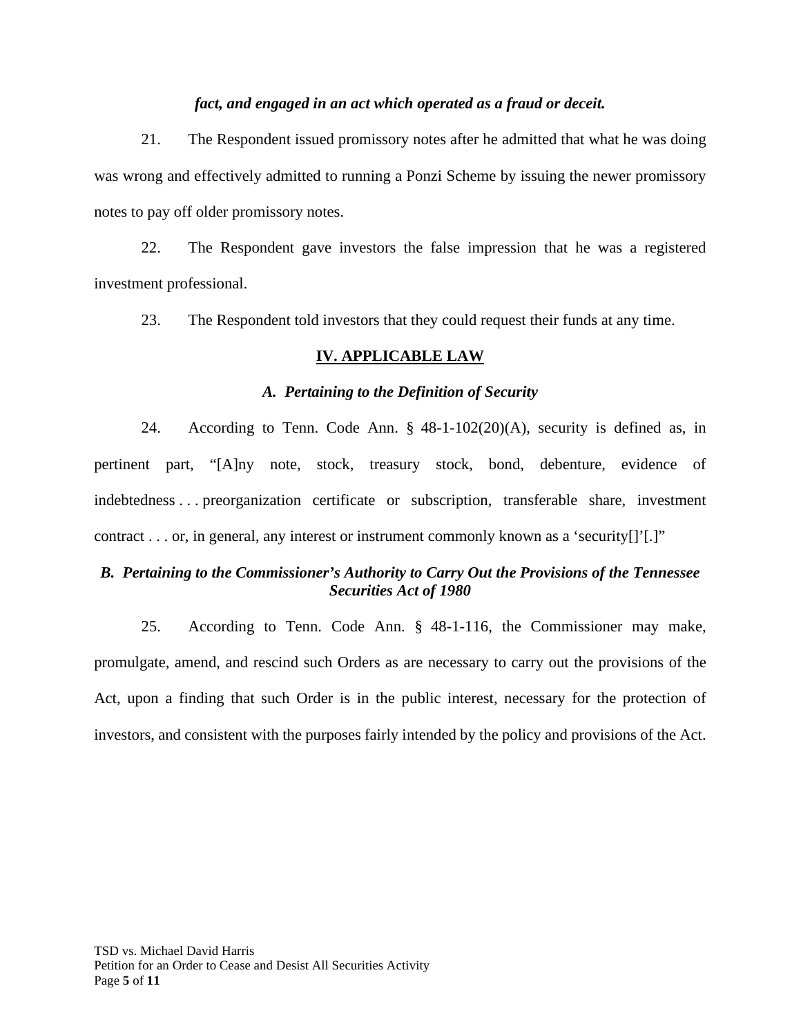***fact, and engaged in an act which operated as a fraud or deceit.***

21. The Respondent issued promissory notes after he admitted that what he was doing was wrong and effectively admitted to running a Ponzi Scheme by issuing the newer promissory notes to pay off older promissory notes.

22. The Respondent gave investors the false impression that he was a registered investment professional.

23. The Respondent told investors that they could request their funds at any time.

## IV. APPLICABLE LAW

### *A. Pertaining to the Definition of Security*

24. According to Tenn. Code Ann. § 48-1-102(20)(A), security is defined as, in pertinent part, "[A]ny note, stock, treasury stock, bond, debenture, evidence of indebtedness . . . preorganization certificate or subscription, transferable share, investment contract . . . or, in general, any interest or instrument commonly known as a 'security[]'[.]"

### *B. Pertaining to the Commissioner's Authority to Carry Out the Provisions of the Tennessee Securities Act of 1980*

25. According to Tenn. Code Ann. § 48-1-116, the Commissioner may make, promulgate, amend, and rescind such Orders as are necessary to carry out the provisions of the Act, upon a finding that such Order is in the public interest, necessary for the protection of investors, and consistent with the purposes fairly intended by the policy and provisions of the Act.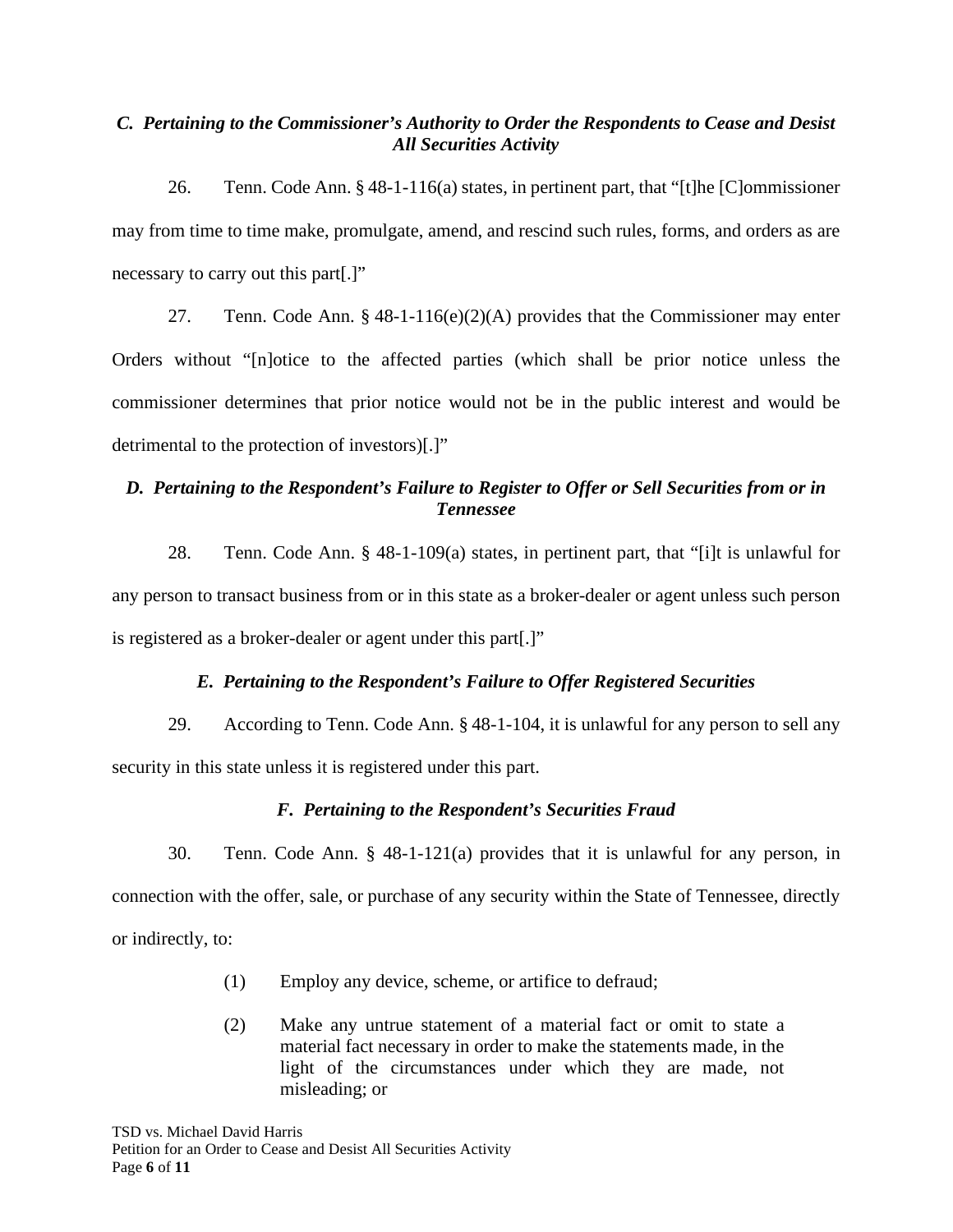### *C. Pertaining to the Commissioner's Authority to Order the Respondents to Cease and Desist All Securities Activity*

26. Tenn. Code Ann. § 48-1-116(a) states, in pertinent part, that "[t]he [C]ommissioner may from time to time make, promulgate, amend, and rescind such rules, forms, and orders as are necessary to carry out this part[.]"

27. Tenn. Code Ann. § 48-1-116(e)(2)(A) provides that the Commissioner may enter Orders without "[n]otice to the affected parties (which shall be prior notice unless the commissioner determines that prior notice would not be in the public interest and would be detrimental to the protection of investors)[.]"

### *D. Pertaining to the Respondent's Failure to Register to Offer or Sell Securities from or in Tennessee*

28. Tenn. Code Ann. § 48-1-109(a) states, in pertinent part, that "[i]t is unlawful for any person to transact business from or in this state as a broker-dealer or agent unless such person is registered as a broker-dealer or agent under this part[.]"

### *E. Pertaining to the Respondent's Failure to Offer Registered Securities*

29. According to Tenn. Code Ann. § 48-1-104, it is unlawful for any person to sell any security in this state unless it is registered under this part.

### *F. Pertaining to the Respondent's Securities Fraud*

30. Tenn. Code Ann. § 48-1-121(a) provides that it is unlawful for any person, in connection with the offer, sale, or purchase of any security within the State of Tennessee, directly or indirectly, to:

> (1) Employ any device, scheme, or artifice to defraud;
>
> (2) Make any untrue statement of a material fact or omit to state a material fact necessary in order to make the statements made, in the light of the circumstances under which they are made, not misleading; or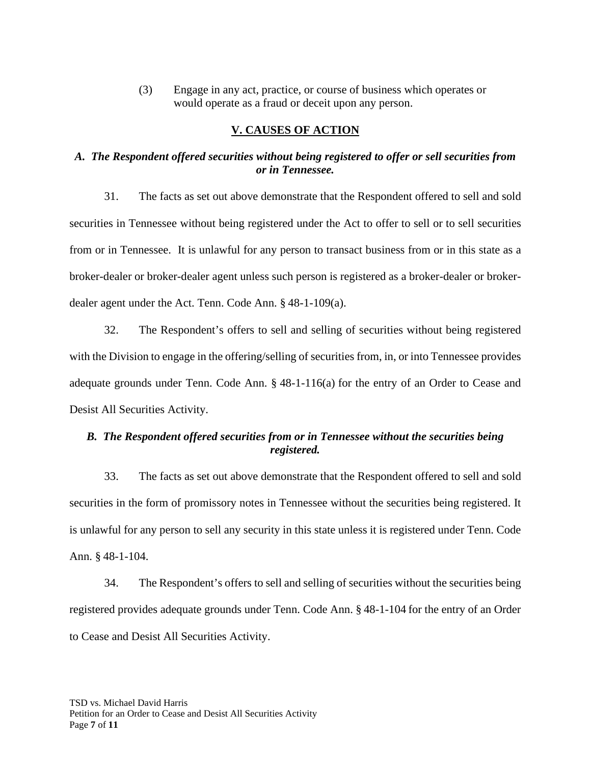(3) Engage in any act, practice, or course of business which operates or would operate as a fraud or deceit upon any person.

## V. CAUSES OF ACTION

### *A. The Respondent offered securities without being registered to offer or sell securities from or in Tennessee.*

31. The facts as set out above demonstrate that the Respondent offered to sell and sold securities in Tennessee without being registered under the Act to offer to sell or to sell securities from or in Tennessee. It is unlawful for any person to transact business from or in this state as a broker-dealer or broker-dealer agent unless such person is registered as a broker-dealer or broker-dealer agent under the Act. Tenn. Code Ann. § 48-1-109(a).

32. The Respondent's offers to sell and selling of securities without being registered with the Division to engage in the offering/selling of securities from, in, or into Tennessee provides adequate grounds under Tenn. Code Ann. § 48-1-116(a) for the entry of an Order to Cease and Desist All Securities Activity.

### *B. The Respondent offered securities from or in Tennessee without the securities being registered.*

33. The facts as set out above demonstrate that the Respondent offered to sell and sold securities in the form of promissory notes in Tennessee without the securities being registered. It is unlawful for any person to sell any security in this state unless it is registered under Tenn. Code Ann. § 48-1-104.

34. The Respondent's offers to sell and selling of securities without the securities being registered provides adequate grounds under Tenn. Code Ann. § 48-1-104 for the entry of an Order to Cease and Desist All Securities Activity.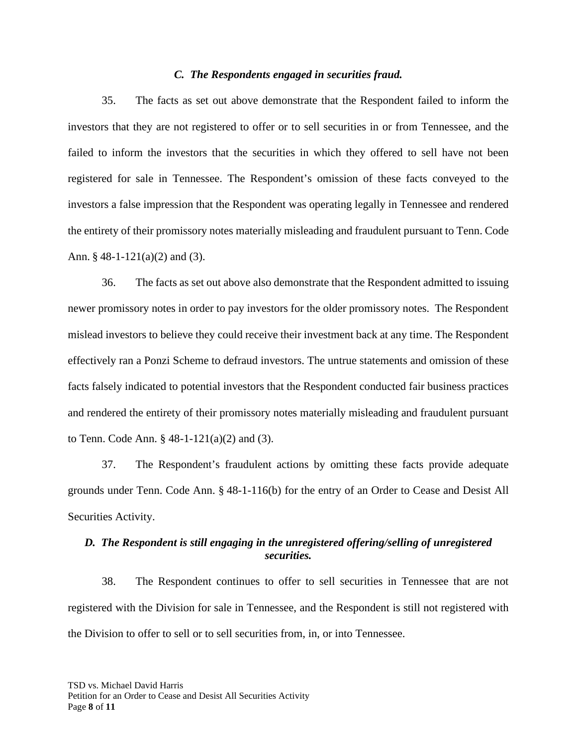### *C. The Respondents engaged in securities fraud.*

35. The facts as set out above demonstrate that the Respondent failed to inform the investors that they are not registered to offer or to sell securities in or from Tennessee, and the failed to inform the investors that the securities in which they offered to sell have not been registered for sale in Tennessee. The Respondent's omission of these facts conveyed to the investors a false impression that the Respondent was operating legally in Tennessee and rendered the entirety of their promissory notes materially misleading and fraudulent pursuant to Tenn. Code Ann. § 48-1-121(a)(2) and (3).

36. The facts as set out above also demonstrate that the Respondent admitted to issuing newer promissory notes in order to pay investors for the older promissory notes. The Respondent mislead investors to believe they could receive their investment back at any time. The Respondent effectively ran a Ponzi Scheme to defraud investors. The untrue statements and omission of these facts falsely indicated to potential investors that the Respondent conducted fair business practices and rendered the entirety of their promissory notes materially misleading and fraudulent pursuant to Tenn. Code Ann. § 48-1-121(a)(2) and (3).

37. The Respondent's fraudulent actions by omitting these facts provide adequate grounds under Tenn. Code Ann. § 48-1-116(b) for the entry of an Order to Cease and Desist All Securities Activity.

### *D. The Respondent is still engaging in the unregistered offering/selling of unregistered securities.*

38. The Respondent continues to offer to sell securities in Tennessee that are not registered with the Division for sale in Tennessee, and the Respondent is still not registered with the Division to offer to sell or to sell securities from, in, or into Tennessee.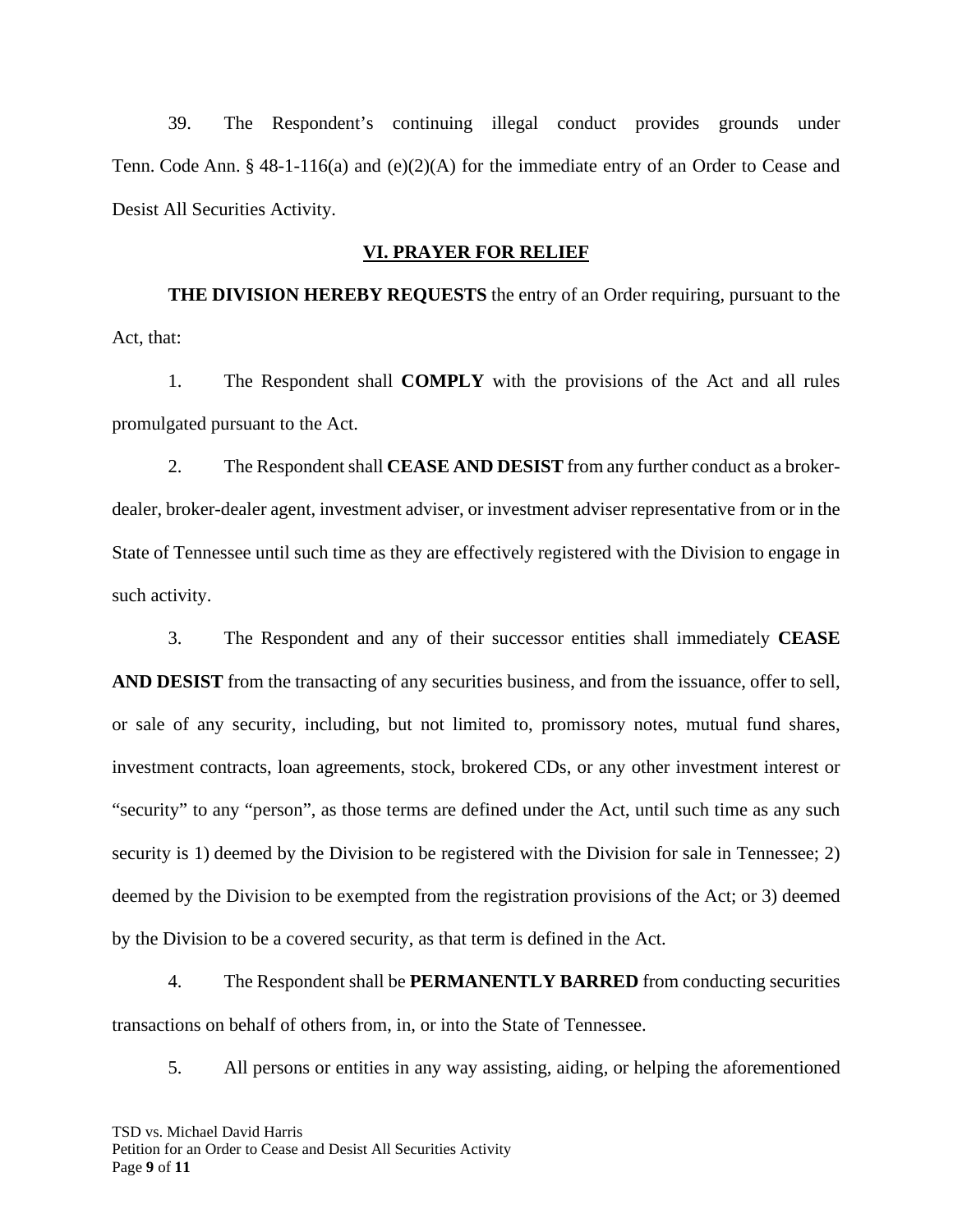39. The Respondent's continuing illegal conduct provides grounds under Tenn. Code Ann. § 48-1-116(a) and (e)(2)(A) for the immediate entry of an Order to Cease and Desist All Securities Activity.

## VI. PRAYER FOR RELIEF

**THE DIVISION HEREBY REQUESTS** the entry of an Order requiring, pursuant to the Act, that:

1. The Respondent shall **COMPLY** with the provisions of the Act and all rules promulgated pursuant to the Act.

2. The Respondent shall **CEASE AND DESIST** from any further conduct as a broker-dealer, broker-dealer agent, investment adviser, or investment adviser representative from or in the State of Tennessee until such time as they are effectively registered with the Division to engage in such activity.

3. The Respondent and any of their successor entities shall immediately **CEASE AND DESIST** from the transacting of any securities business, and from the issuance, offer to sell, or sale of any security, including, but not limited to, promissory notes, mutual fund shares, investment contracts, loan agreements, stock, brokered CDs, or any other investment interest or "security" to any "person", as those terms are defined under the Act, until such time as any such security is 1) deemed by the Division to be registered with the Division for sale in Tennessee; 2) deemed by the Division to be exempted from the registration provisions of the Act; or 3) deemed by the Division to be a covered security, as that term is defined in the Act.

4. The Respondent shall be **PERMANENTLY BARRED** from conducting securities transactions on behalf of others from, in, or into the State of Tennessee.

5. All persons or entities in any way assisting, aiding, or helping the aforementioned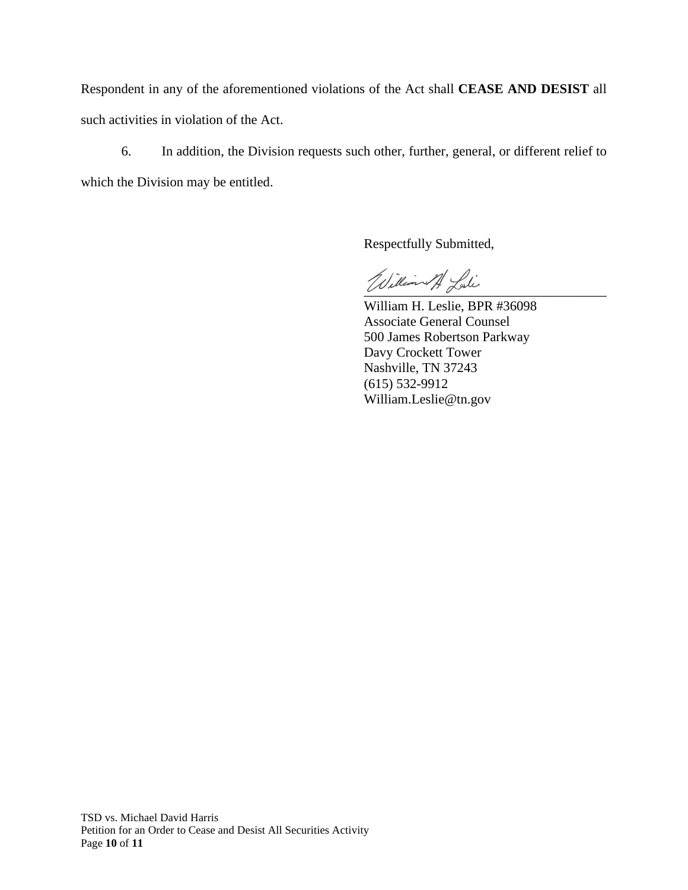Respondent in any of the aforementioned violations of the Act shall **CEASE AND DESIST** all such activities in violation of the Act.

6. In addition, the Division requests such other, further, general, or different relief to which the Division may be entitled.

Respectfully Submitted,

William H. Leslie, BPR #36098
Associate General Counsel
500 James Robertson Parkway
Davy Crockett Tower
Nashville, TN 37243
(615) 532-9912
William.Leslie@tn.gov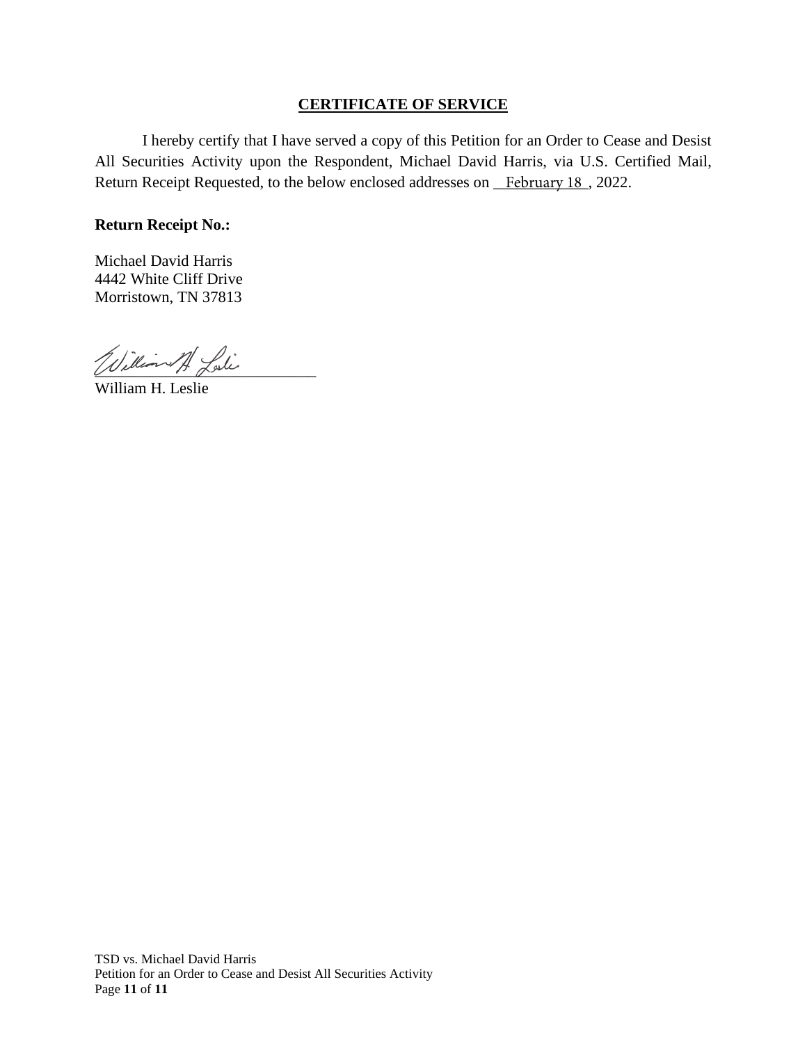**CERTIFICATE OF SERVICE**

I hereby certify that I have served a copy of this Petition for an Order to Cease and Desist All Securities Activity upon the Respondent, Michael David Harris, via U.S. Certified Mail, Return Receipt Requested, to the below enclosed addresses on February 18, 2022.

**Return Receipt No.:**

Michael David Harris
4442 White Cliff Drive
Morristown, TN 37813

William H. Leslie